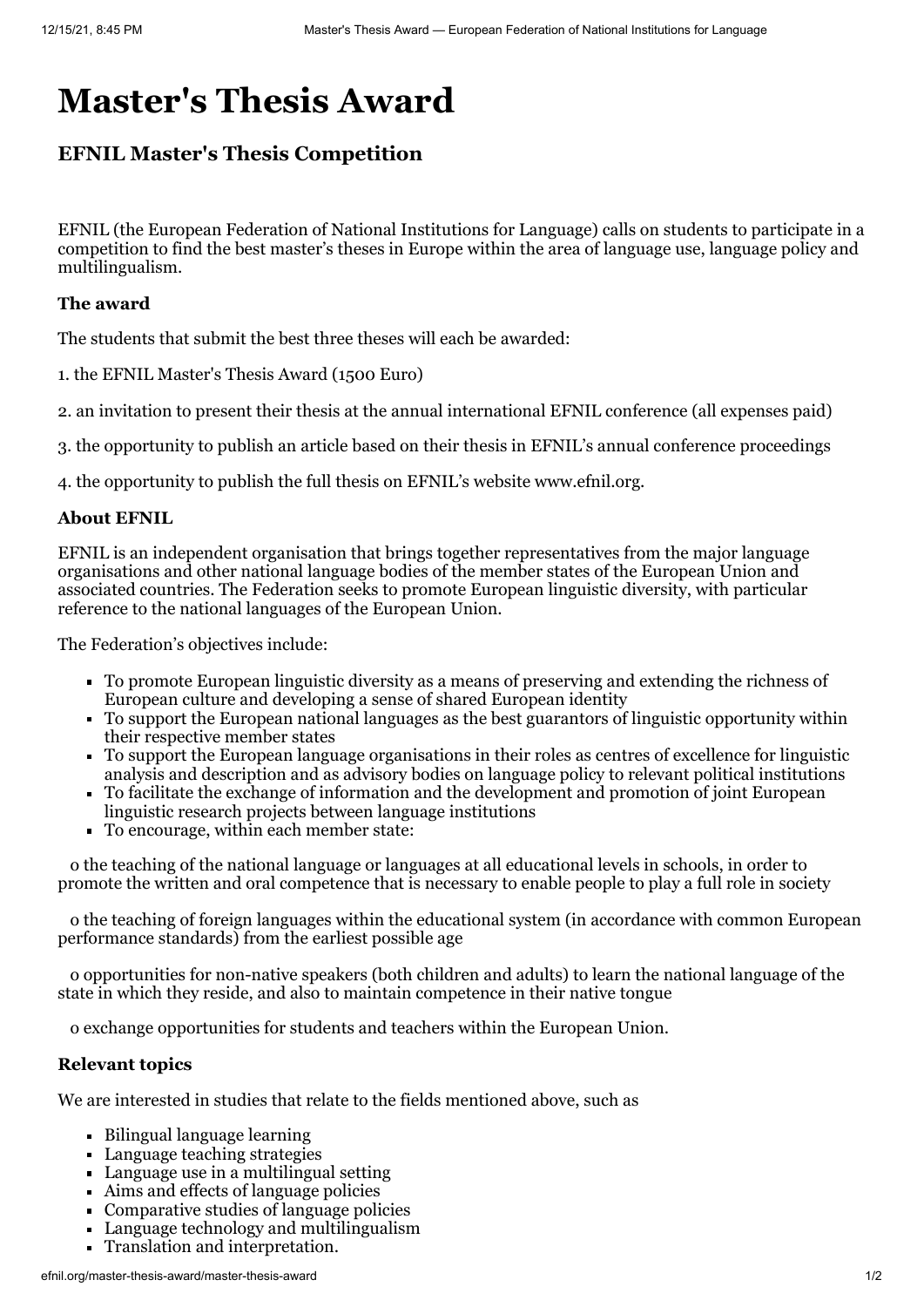# Master's Thesis Award

## EFNIL Master's Thesis Competition

EFNIL (the European Federation of National Institutions for Language) calls on students to participate in a competition to find the best master's theses in Europe within the area of language use, language policy and multilingualism.

### The award

The students that submit the best three theses will each be awarded:

1. the EFNIL Master's Thesis Award (1500 Euro)

2. an invitation to present their thesis at the annual international EFNIL conference (all expenses paid)

3. the opportunity to publish an article based on their thesis in EFNIL's annual conference proceedings

4. the opportunity to publish the full thesis on EFNIL's website www.efnil.org.

### About EFNIL

EFNIL is an independent organisation that brings together representatives from the major language organisations and other national language bodies of the member states of the European Union and associated countries. The Federation seeks to promote European linguistic diversity, with particular reference to the national languages of the European Union.

The Federation's objectives include:

- To promote European linguistic diversity as a means of preserving and extending the richness of European culture and developing a sense of shared European identity
- To support the European national languages as the best guarantors of linguistic opportunity within their respective member states
- To support the European language organisations in their roles as centres of excellence for linguistic analysis and description and as advisory bodies on language policy to relevant political institutions
- To facilitate the exchange of information and the development and promotion of joint European linguistic research projects between language institutions
- To encourage, within each member state:

o the teaching of the national language or languages at all educational levels in schools, in order to promote the written and oral competence that is necessary to enable people to play a full role in society

o the teaching of foreign languages within the educational system (in accordance with common European performance standards) from the earliest possible age

o opportunities for non-native speakers (both children and adults) to learn the national language of the state in which they reside, and also to maintain competence in their native tongue

o exchange opportunities for students and teachers within the European Union.

### Relevant topics

We are interested in studies that relate to the fields mentioned above, such as

- Bilingual language learning
- Language teaching strategies
- Language use in a multilingual setting
- Aims and effects of language policies
- Comparative studies of language policies
- Language technology and multilingualism
- Translation and interpretation.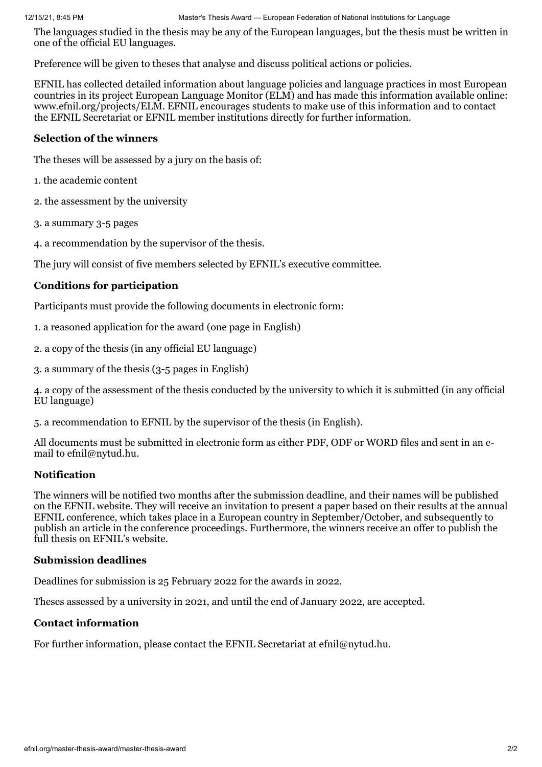The languages studied in the thesis may be any of the European languages, but the thesis must be written in one of the official EU languages.

Preference will be given to theses that analyse and discuss political actions or policies.

EFNIL has collected detailed information about language policies and language practices in most European countries in its project European Language Monitor (ELM) and has made this information available online: www.efnil.org/projects/ELM. EFNIL encourages students to make use of this information and to contact the EFNIL Secretariat or EFNIL member institutions directly for further information.

### Selection of the winners

The theses will be assessed by a jury on the basis of:

1. the academic content
2. the assessment by the university
3. a summary 3-5 pages
4. a recommendation by the supervisor of the thesis.

The jury will consist of five members selected by EFNIL's executive committee.

### Conditions for participation

Participants must provide the following documents in electronic form:

1. a reasoned application for the award (one page in English)
2. a copy of the thesis (in any official EU language)
3. a summary of the thesis (3-5 pages in English)
4. a copy of the assessment of the thesis conducted by the university to which it is submitted (in any official EU language)
5. a recommendation to EFNIL by the supervisor of the thesis (in English).

All documents must be submitted in electronic form as either PDF, ODF or WORD files and sent in an e-mail to efnil@nytud.hu.

### Notification

The winners will be notified two months after the submission deadline, and their names will be published on the EFNIL website. They will receive an invitation to present a paper based on their results at the annual EFNIL conference, which takes place in a European country in September/October, and subsequently to publish an article in the conference proceedings. Furthermore, the winners receive an offer to publish the full thesis on EFNIL's website.

### Submission deadlines

Deadlines for submission is 25 February 2022 for the awards in 2022.

Theses assessed by a university in 2021, and until the end of January 2022, are accepted.

### Contact information

For further information, please contact the EFNIL Secretariat at efnil@nytud.hu.